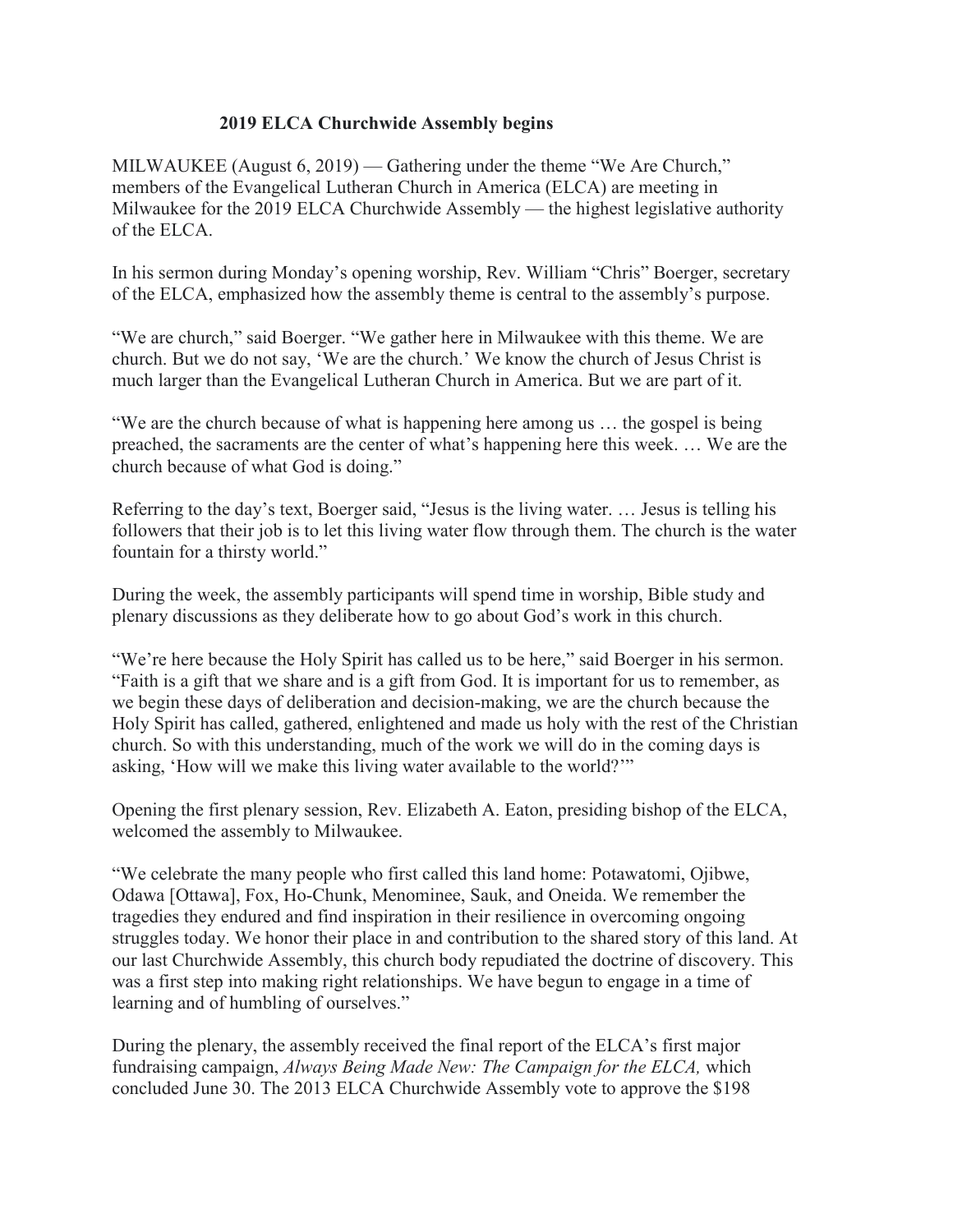# 2019 ELCA Churchwide Assembly begins

MILWAUKEE (August 6, 2019) — Gathering under the theme "We Are Church," members of the Evangelical Lutheran Church in America (ELCA) are meeting in Milwaukee for the 2019 ELCA Churchwide Assembly — the highest legislative authority of the ELCA.

In his sermon during Monday's opening worship, Rev. William "Chris" Boerger, secretary of the ELCA, emphasized how the assembly theme is central to the assembly's purpose.

"We are church," said Boerger. "We gather here in Milwaukee with this theme. We are church. But we do not say, 'We are the church.' We know the church of Jesus Christ is much larger than the Evangelical Lutheran Church in America. But we are part of it.

"We are the church because of what is happening here among us … the gospel is being preached, the sacraments are the center of what's happening here this week. … We are the church because of what God is doing."

Referring to the day's text, Boerger said, "Jesus is the living water. … Jesus is telling his followers that their job is to let this living water flow through them. The church is the water fountain for a thirsty world."

During the week, the assembly participants will spend time in worship, Bible study and plenary discussions as they deliberate how to go about God's work in this church.

"We're here because the Holy Spirit has called us to be here," said Boerger in his sermon. "Faith is a gift that we share and is a gift from God. It is important for us to remember, as we begin these days of deliberation and decision-making, we are the church because the Holy Spirit has called, gathered, enlightened and made us holy with the rest of the Christian church. So with this understanding, much of the work we will do in the coming days is asking, 'How will we make this living water available to the world?'"

Opening the first plenary session, Rev. Elizabeth A. Eaton, presiding bishop of the ELCA, welcomed the assembly to Milwaukee.

"We celebrate the many people who first called this land home: Potawatomi, Ojibwe, Odawa [Ottawa], Fox, Ho-Chunk, Menominee, Sauk, and Oneida. We remember the tragedies they endured and find inspiration in their resilience in overcoming ongoing struggles today. We honor their place in and contribution to the shared story of this land. At our last Churchwide Assembly, this church body repudiated the doctrine of discovery. This was a first step into making right relationships. We have begun to engage in a time of learning and of humbling of ourselves."

During the plenary, the assembly received the final report of the ELCA's first major fundraising campaign, *Always Being Made New: The Campaign for the ELCA,* which concluded June 30. The 2013 ELCA Churchwide Assembly vote to approve the $198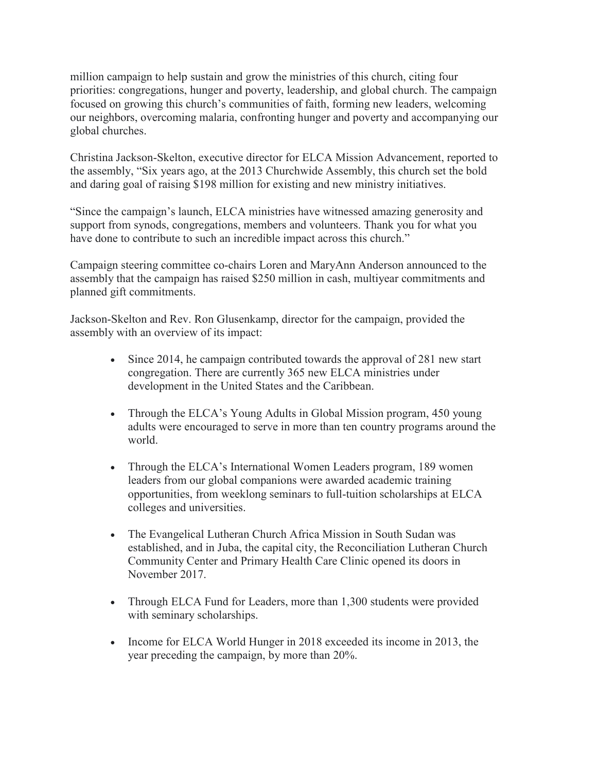million campaign to help sustain and grow the ministries of this church, citing four priorities: congregations, hunger and poverty, leadership, and global church. The campaign focused on growing this church's communities of faith, forming new leaders, welcoming our neighbors, overcoming malaria, confronting hunger and poverty and accompanying our global churches.

Christina Jackson-Skelton, executive director for ELCA Mission Advancement, reported to the assembly, "Six years ago, at the 2013 Churchwide Assembly, this church set the bold and daring goal of raising $198 million for existing and new ministry initiatives.

"Since the campaign's launch, ELCA ministries have witnessed amazing generosity and support from synods, congregations, members and volunteers. Thank you for what you have done to contribute to such an incredible impact across this church."

Campaign steering committee co-chairs Loren and MaryAnn Anderson announced to the assembly that the campaign has raised $250 million in cash, multiyear commitments and planned gift commitments.

Jackson-Skelton and Rev. Ron Glusenkamp, director for the campaign, provided the assembly with an overview of its impact:

- Since 2014, he campaign contributed towards the approval of 281 new start congregation. There are currently 365 new ELCA ministries under development in the United States and the Caribbean.
- Through the ELCA's Young Adults in Global Mission program, 450 young adults were encouraged to serve in more than ten country programs around the world.
- Through the ELCA's International Women Leaders program, 189 women leaders from our global companions were awarded academic training opportunities, from weeklong seminars to full-tuition scholarships at ELCA colleges and universities.
- The Evangelical Lutheran Church Africa Mission in South Sudan was established, and in Juba, the capital city, the Reconciliation Lutheran Church Community Center and Primary Health Care Clinic opened its doors in November 2017.
- Through ELCA Fund for Leaders, more than 1,300 students were provided with seminary scholarships.
- Income for ELCA World Hunger in 2018 exceeded its income in 2013, the year preceding the campaign, by more than 20%.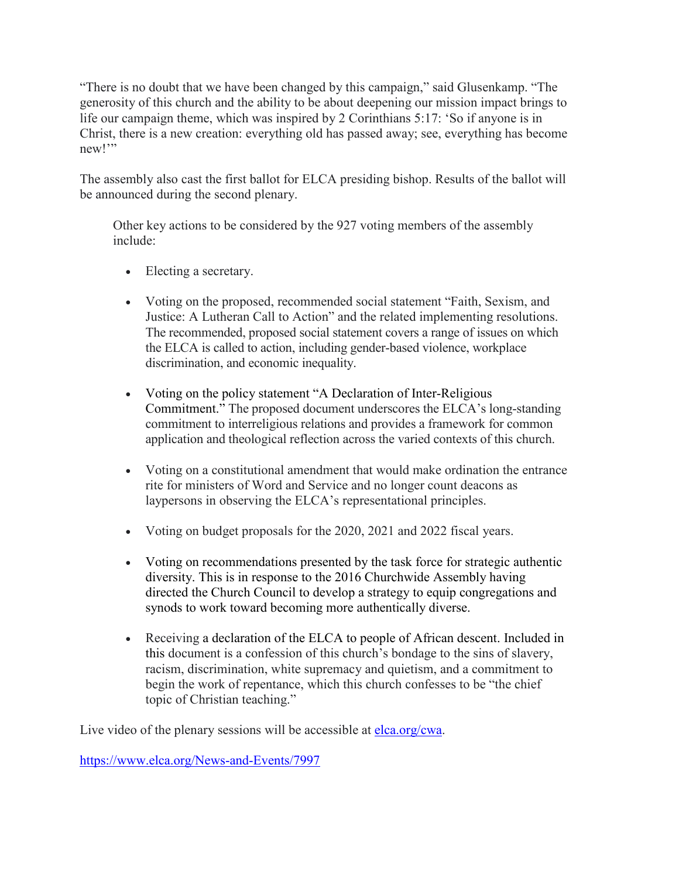"There is no doubt that we have been changed by this campaign," said Glusenkamp. "The generosity of this church and the ability to be about deepening our mission impact brings to life our campaign theme, which was inspired by 2 Corinthians 5:17: 'So if anyone is in Christ, there is a new creation: everything old has passed away; see, everything has become new!'"

The assembly also cast the first ballot for ELCA presiding bishop. Results of the ballot will be announced during the second plenary.

> Other key actions to be considered by the 927 voting members of the assembly include:
>
> - Electing a secretary.
> - Voting on the proposed, recommended social statement "Faith, Sexism, and Justice: A Lutheran Call to Action" and the related implementing resolutions. The recommended, proposed social statement covers a range of issues on which the ELCA is called to action, including gender-based violence, workplace discrimination, and economic inequality.
> - Voting on the policy statement "A Declaration of Inter-Religious Commitment." The proposed document underscores the ELCA's long-standing commitment to interreligious relations and provides a framework for common application and theological reflection across the varied contexts of this church.
> - Voting on a constitutional amendment that would make ordination the entrance rite for ministers of Word and Service and no longer count deacons as laypersons in observing the ELCA's representational principles.
> - Voting on budget proposals for the 2020, 2021 and 2022 fiscal years.
> - Voting on recommendations presented by the task force for strategic authentic diversity. This is in response to the 2016 Churchwide Assembly having directed the Church Council to develop a strategy to equip congregations and synods to work toward becoming more authentically diverse.
> - Receiving a declaration of the ELCA to people of African descent. Included in this document is a confession of this church's bondage to the sins of slavery, racism, discrimination, white supremacy and quietism, and a commitment to begin the work of repentance, which this church confesses to be "the chief topic of Christian teaching."

Live video of the plenary sessions will be accessible at [elca.org/cwa](elca.org/cwa).

https://www.elca.org/News-and-Events/7997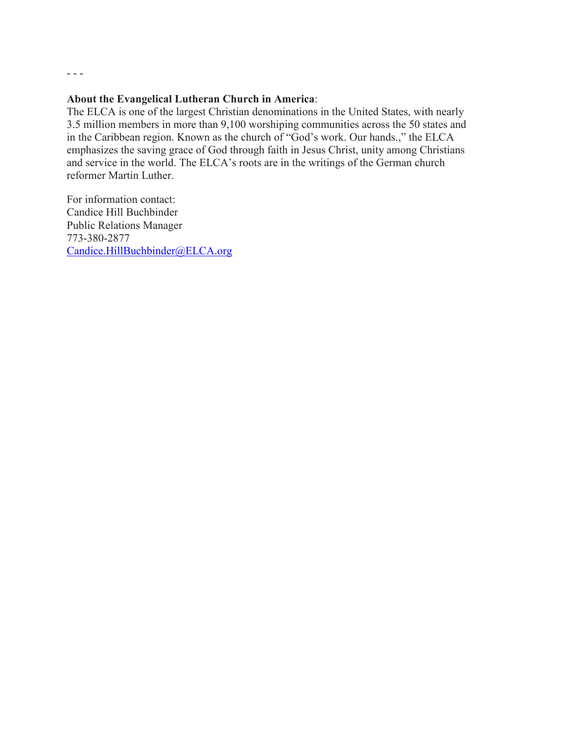- - -

**About the Evangelical Lutheran Church in America**:
The ELCA is one of the largest Christian denominations in the United States, with nearly 3.5 million members in more than 9,100 worshiping communities across the 50 states and in the Caribbean region. Known as the church of "God's work. Our hands.," the ELCA emphasizes the saving grace of God through faith in Jesus Christ, unity among Christians and service in the world. The ELCA's roots are in the writings of the German church reformer Martin Luther.

For information contact:
Candice Hill Buchbinder
Public Relations Manager
773-380-2877
Candice.HillBuchbinder@ELCA.org